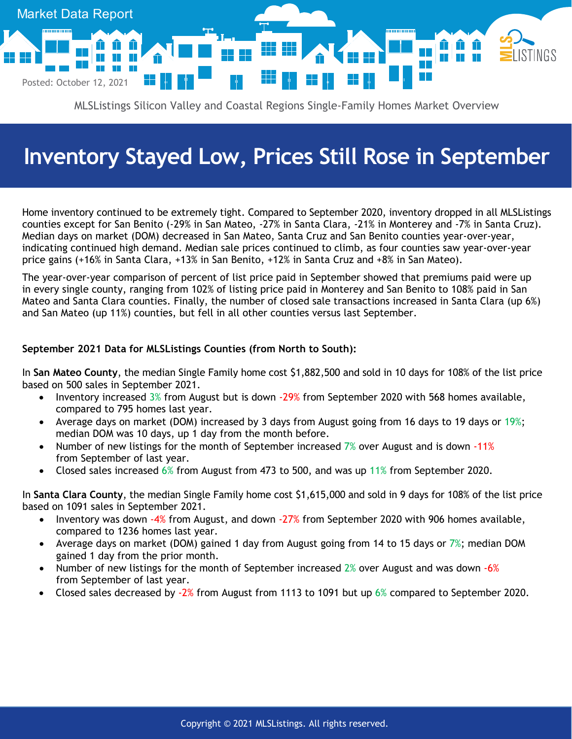Market Data Report

Posted: October 12, 2021

MLSListings Silicon Valley and Coastal Regions Single-Family Homes Market Overview

# Inventory Stayed Low, Prices Still Rose in September

Home inventory continued to be extremely tight. Compared to September 2020, inventory dropped in all MLSListings counties except for San Benito (-29% in San Mateo, -27% in Santa Clara, -21% in Monterey and -7% in Santa Cruz). Median days on market (DOM) decreased in San Mateo, Santa Cruz and San Benito counties year-over-year, indicating continued high demand. Median sale prices continued to climb, as four counties saw year-over-year price gains (+16% in Santa Clara, +13% in San Benito, +12% in Santa Cruz and +8% in San Mateo).

The year-over-year comparison of percent of list price paid in September showed that premiums paid were up in every single county, ranging from 102% of listing price paid in Monterey and San Benito to 108% paid in San Mateo and Santa Clara counties. Finally, the number of closed sale transactions increased in Santa Clara (up 6%) and San Mateo (up 11%) counties, but fell in all other counties versus last September.

**September 2021 Data for MLSListings Counties (from North to South):**

In **San Mateo County**, the median Single Family home cost $1,882,500 and sold in 10 days for 108% of the list price based on 500 sales in September 2021.

- Inventory increased 3% from August but is down -29% from September 2020 with 568 homes available, compared to 795 homes last year.
- Average days on market (DOM) increased by 3 days from August going from 16 days to 19 days or 19%; median DOM was 10 days, up 1 day from the month before.
- Number of new listings for the month of September increased 7% over August and is down -11% from September of last year.
- Closed sales increased 6% from August from 473 to 500, and was up 11% from September 2020.

In **Santa Clara County**, the median Single Family home cost $1,615,000 and sold in 9 days for 108% of the list price based on 1091 sales in September 2021.

- Inventory was down -4% from August, and down -27% from September 2020 with 906 homes available, compared to 1236 homes last year.
- Average days on market (DOM) gained 1 day from August going from 14 to 15 days or 7%; median DOM gained 1 day from the prior month.
- Number of new listings for the month of September increased 2% over August and was down -6% from September of last year.
- Closed sales decreased by -2% from August from 1113 to 1091 but up 6% compared to September 2020.

Copyright © 2021 MLSListings. All rights reserved.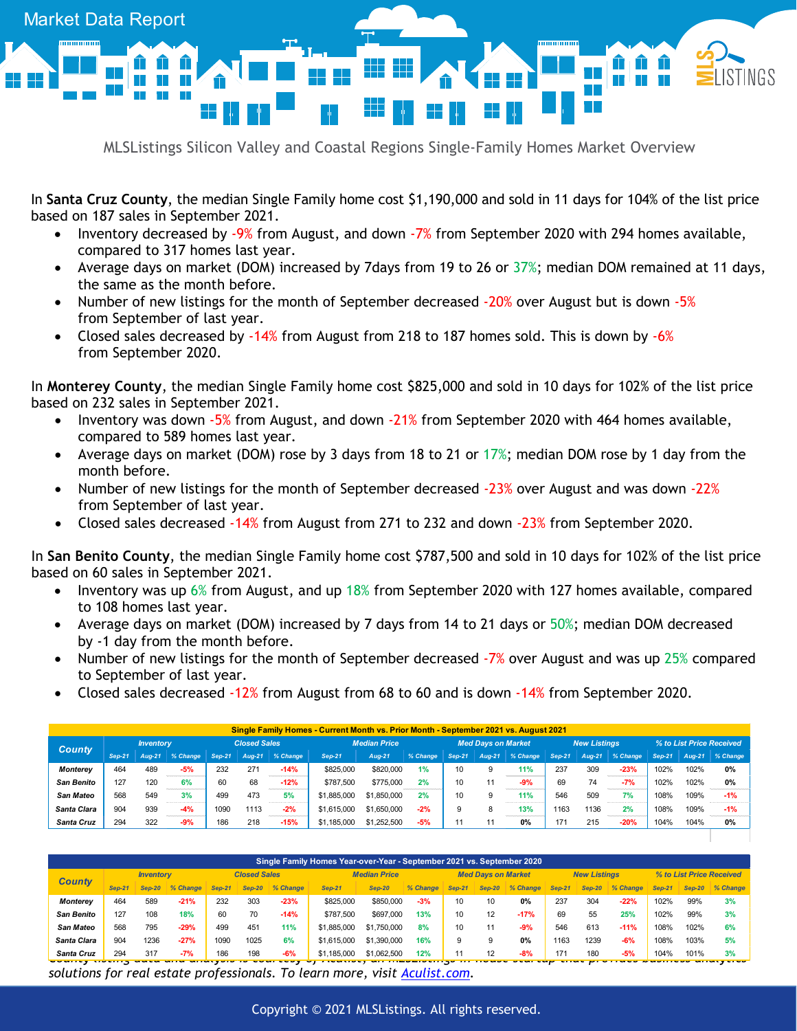Market Data Report

MLSListings Silicon Valley and Coastal Regions Single-Family Homes Market Overview

In **Santa Cruz County**, the median Single Family home cost $1,190,000 and sold in 11 days for 104% of the list price based on 187 sales in September 2021.

- Inventory decreased by -9% from August, and down -7% from September 2020 with 294 homes available, compared to 317 homes last year.
- Average days on market (DOM) increased by 7days from 19 to 26 or 37%; median DOM remained at 11 days, the same as the month before.
- Number of new listings for the month of September decreased -20% over August but is down -5% from September of last year.
- Closed sales decreased by -14% from August from 218 to 187 homes sold. This is down by -6% from September 2020.

In **Monterey County**, the median Single Family home cost $825,000 and sold in 10 days for 102% of the list price based on 232 sales in September 2021.

- Inventory was down -5% from August, and down -21% from September 2020 with 464 homes available, compared to 589 homes last year.
- Average days on market (DOM) rose by 3 days from 18 to 21 or 17%; median DOM rose by 1 day from the month before.
- Number of new listings for the month of September decreased -23% over August and was down -22% from September of last year.
- Closed sales decreased -14% from August from 271 to 232 and down -23% from September 2020.

In **San Benito County**, the median Single Family home cost $787,500 and sold in 10 days for 102% of the list price based on 60 sales in September 2021.

- Inventory was up 6% from August, and up 18% from September 2020 with 127 homes available, compared to 108 homes last year.
- Average days on market (DOM) increased by 7 days from 14 to 21 days or 50%; median DOM decreased by -1 day from the month before.
- Number of new listings for the month of September decreased -7% over August and was up 25% compared to September of last year.
- Closed sales decreased -12% from August from 68 to 60 and is down -14% from September 2020.

**Single Family Homes - Current Month vs. Prior Month - September 2021 vs. August 2021**

| County | Inventory | | | Closed Sales | | | Median Price | | | Med Days on Market | | | New Listings | | | % to List Price Received | | |
|---|---|---|---|---|---|---|---|---|---|---|---|---|---|---|---|---|---|---|
| | Sep-21 | Aug-21 | % Change | Sep-21 | Aug-21 | % Change | Sep-21 | Aug-21 | % Change | Sep-21 | Aug-21 | % Change | Sep-21 | Aug-21 | % Change | Sep-21 | Aug-21 | % Change |
| Monterey | 464 | 489 | -5% | 232 | 271 | -14% | $825,000 | $820,000 | 1% | 10 | 9 | 11% | 237 | 309 | -23% | 102% | 102% | 0% |
| San Benito | 127 | 120 | 6% | 60 | 68 | -12% | $787,500 | $775,000 | 2% | 10 | 11 | -9% | 69 | 74 | -7% | 102% | 102% | 0% |
| San Mateo | 568 | 549 | 3% | 499 | 473 | 5% | $1,885,000 | $1,850,000 | 2% | 10 | 9 | 11% | 546 | 509 | 7% | 108% | 109% | -1% |
| Santa Clara | 904 | 939 | -4% | 1090 | 1113 | -2% | $1,615,000 | $1,650,000 | -2% | 9 | 8 | 13% | 1163 | 1136 | 2% | 108% | 109% | -1% |
| Santa Cruz | 294 | 322 | -9% | 186 | 218 | -15% | $1,185,000 | $1,252,500 | -5% | 11 | 11 | 0% | 171 | 215 | -20% | 104% | 104% | 0% |

**Single Family Homes Year-over-Year - September 2021 vs. September 2020**

| County | Inventory | | | Closed Sales | | | Median Price | | | Med Days on Market | | | New Listings | | | % to List Price Received | | |
|---|---|---|---|---|---|---|---|---|---|---|---|---|---|---|---|---|---|---|
| | Sep-21 | Sep-20 | % Change | Sep-21 | Sep-20 | % Change | Sep-21 | Sep-20 | % Change | Sep-21 | Sep-20 | % Change | Sep-21 | Sep-20 | % Change | Sep-21 | Sep-20 | % Change |
| Monterey | 464 | 589 | -21% | 232 | 303 | -23% | $825,000 | $850,000 | -3% | 10 | 10 | 0% | 237 | 304 | -22% | 102% | 99% | 3% |
| San Benito | 127 | 108 | 18% | 60 | 70 | -14% | $787,500 | $697,000 | 13% | 10 | 12 | -17% | 69 | 55 | 25% | 102% | 99% | 3% |
| San Mateo | 568 | 795 | -29% | 499 | 451 | 11% | $1,885,000 | $1,750,000 | 8% | 10 | 11 | -9% | 546 | 613 | -11% | 108% | 102% | 6% |
| Santa Clara | 904 | 1236 | -27% | 1090 | 1025 | 6% | $1,615,000 | $1,390,000 | 16% | 9 | 9 | 0% | 1163 | 1239 | -6% | 108% | 103% | 5% |
| Santa Cruz | 294 | 317 | -7% | 186 | 198 | -6% | $1,185,000 | $1,062,500 | 12% | 11 | 12 | -8% | 171 | 180 | -5% | 104% | 101% | 3% |

County listing data and analysis is courtesy of Aculist, an MLSListings in-house start-up that provides business analytics solutions for real estate professionals. To learn more, visit [Aculist.com](Aculist.com).

Copyright © 2021 MLSListings. All rights reserved.